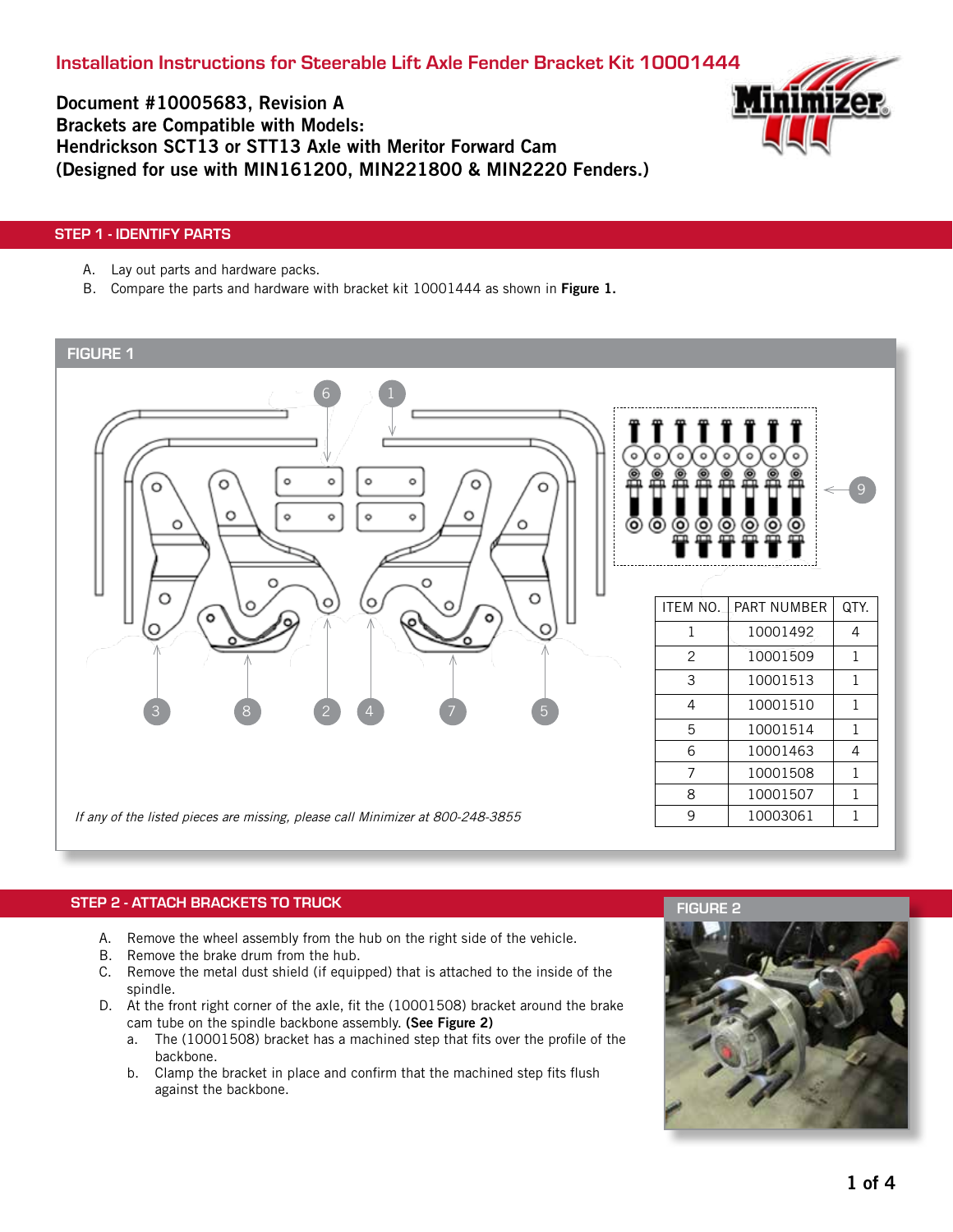# Installation Instructions for Steerable Lift Axle Fender Bracket Kit 10001444

**Document #10005683, Revision A**
**Brackets are Compatible with Models:**
**Hendrickson SCT13 or STT13 Axle with Meritor Forward Cam**
**(Designed for use with MIN161200, MIN221800 & MIN2220 Fenders.)**

## STEP 1 - IDENTIFY PARTS

A. Lay out parts and hardware packs.
B. Compare the parts and hardware with bracket kit 10001444 as shown in **Figure 1.**

FIGURE 1

| ITEM NO. | PART NUMBER | QTY. |
|---|---|---|
| 1 | 10001492 | 4 |
| 2 | 10001509 | 1 |
| 3 | 10001513 | 1 |
| 4 | 10001510 | 1 |
| 5 | 10001514 | 1 |
| 6 | 10001463 | 4 |
| 7 | 10001508 | 1 |
| 8 | 10001507 | 1 |
| 9 | 10003061 | 1 |

*If any of the listed pieces are missing, please call Minimizer at 800-248-3855*

## STEP 2 - ATTACH BRACKETS TO TRUCK

A. Remove the wheel assembly from the hub on the right side of the vehicle.
B. Remove the brake drum from the hub.
C. Remove the metal dust shield (if equipped) that is attached to the inside of the spindle.
D. At the front right corner of the axle, fit the (10001508) bracket around the brake cam tube on the spindle backbone assembly. **(See Figure 2)**
   a. The (10001508) bracket has a machined step that fits over the profile of the backbone.
   b. Clamp the bracket in place and confirm that the machined step fits flush against the backbone.

FIGURE 2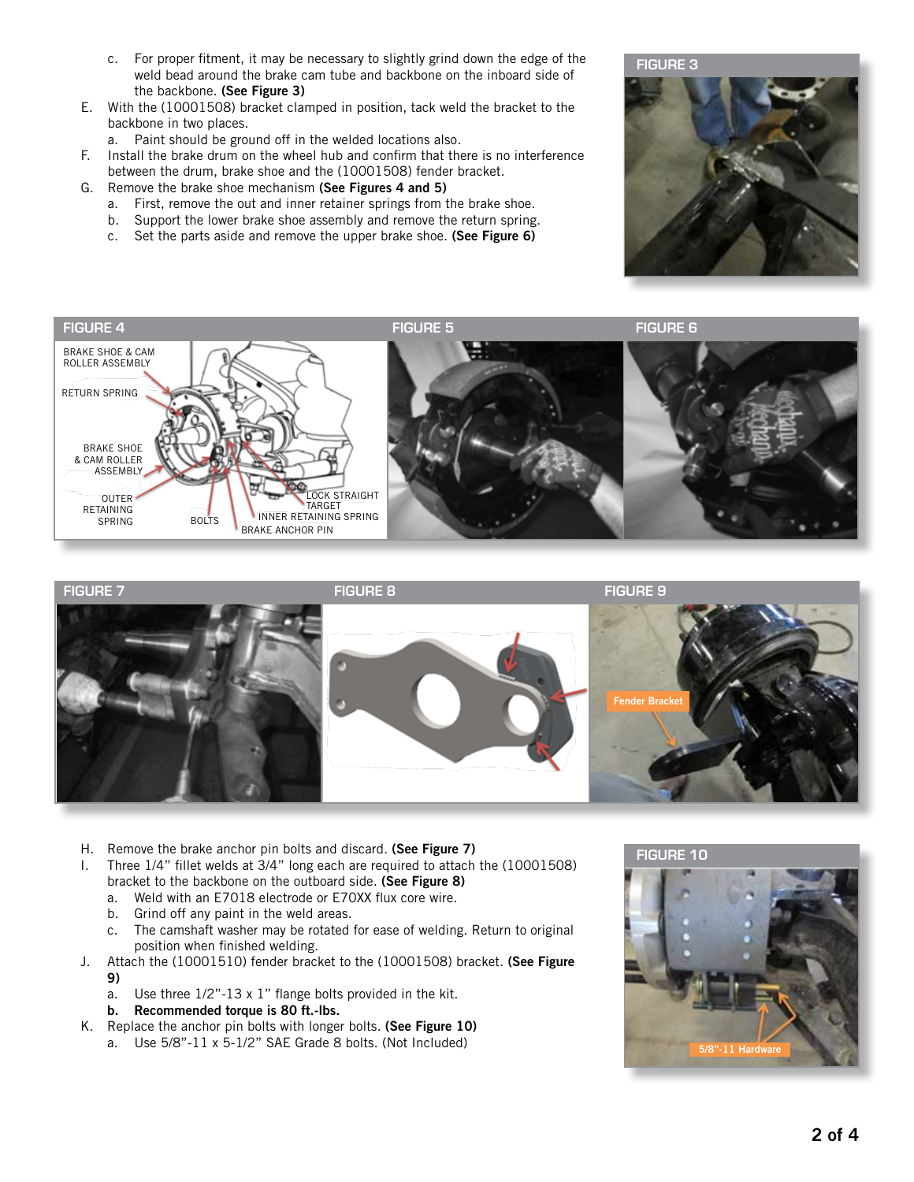c. For proper fitment, it may be necessary to slightly grind down the edge of the weld bead around the brake cam tube and backbone on the inboard side of the backbone. **(See Figure 3)**

E. With the (10001508) bracket clamped in position, tack weld the bracket to the backbone in two places.

   a. Paint should be ground off in the welded locations also.

F. Install the brake drum on the wheel hub and confirm that there is no interference between the drum, brake shoe and the (10001508) fender bracket.

G. Remove the brake shoe mechanism **(See Figures 4 and 5)**

   a. First, remove the out and inner retainer springs from the brake shoe.
   b. Support the lower brake shoe assembly and remove the return spring.
   c. Set the parts aside and remove the upper brake shoe. **(See Figure 6)**

FIGURE 3

FIGURE 4

BRAKE SHOE & CAM ROLLER ASSEMBLY

RETURN SPRING

BRAKE SHOE & CAM ROLLER ASSEMBLY

OUTER RETAINING SPRING

BOLTS

LOCK STRAIGHT TARGET

INNER RETAINING SPRING

BRAKE ANCHOR PIN

FIGURE 5

FIGURE 6

FIGURE 7

FIGURE 8

FIGURE 9

Fender Bracket

H. Remove the brake anchor pin bolts and discard. **(See Figure 7)**

I. Three 1/4" fillet welds at 3/4" long each are required to attach the (10001508) bracket to the backbone on the outboard side. **(See Figure 8)**

   a. Weld with an E7018 electrode or E70XX flux core wire.
   b. Grind off any paint in the weld areas.
   c. The camshaft washer may be rotated for ease of welding. Return to original position when finished welding.

J. Attach the (10001510) fender bracket to the (10001508) bracket. **(See Figure 9)**

   a. Use three 1/2"-13 x 1" flange bolts provided in the kit.
   b. **Recommended torque is 80 ft.-lbs.**

K. Replace the anchor pin bolts with longer bolts. **(See Figure 10)**

   a. Use 5/8"-11 x 5-1/2" SAE Grade 8 bolts. (Not Included)

FIGURE 10

5/8"-11 Hardware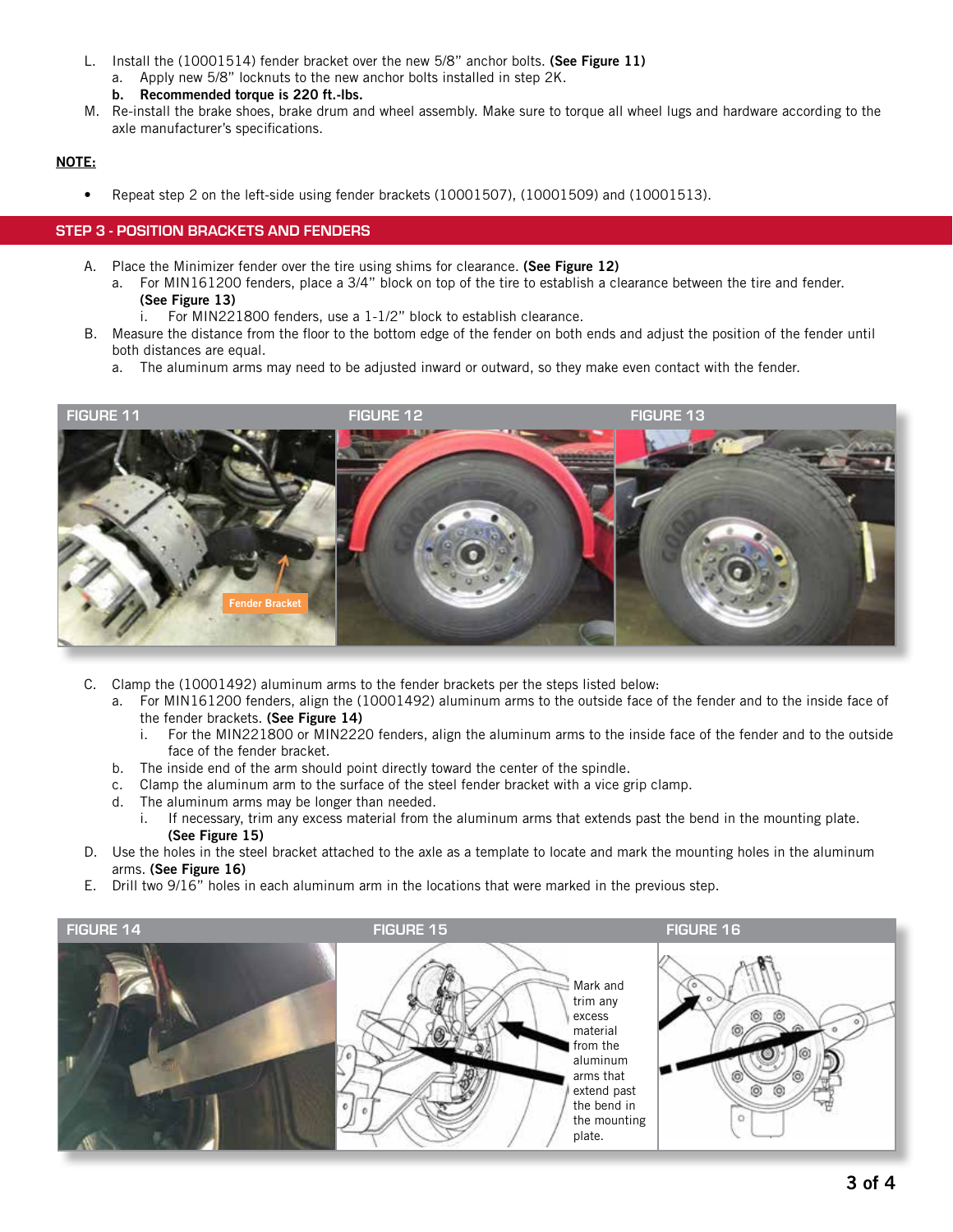L. Install the (10001514) fender bracket over the new 5/8” anchor bolts. **(See Figure 11)**
   a. Apply new 5/8” locknuts to the new anchor bolts installed in step 2K.
   **b. Recommended torque is 220 ft.-lbs.**

M. Re-install the brake shoes, brake drum and wheel assembly. Make sure to torque all wheel lugs and hardware according to the axle manufacturer’s specifications.

**NOTE:**

- Repeat step 2 on the left-side using fender brackets (10001507), (10001509) and (10001513).

## STEP 3 - POSITION BRACKETS AND FENDERS

A. Place the Minimizer fender over the tire using shims for clearance. **(See Figure 12)**
   a. For MIN161200 fenders, place a 3/4” block on top of the tire to establish a clearance between the tire and fender. **(See Figure 13)**
      i. For MIN221800 fenders, use a 1-1/2” block to establish clearance.

B. Measure the distance from the floor to the bottom edge of the fender on both ends and adjust the position of the fender until both distances are equal.
   a. The aluminum arms may need to be adjusted inward or outward, so they make even contact with the fender.

FIGURE 11

Fender Bracket

FIGURE 12

FIGURE 13

C. Clamp the (10001492) aluminum arms to the fender brackets per the steps listed below:
   a. For MIN161200 fenders, align the (10001492) aluminum arms to the outside face of the fender and to the inside face of the fender brackets. **(See Figure 14)**
      i. For the MIN221800 or MIN2220 fenders, align the aluminum arms to the inside face of the fender and to the outside face of the fender bracket.
   b. The inside end of the arm should point directly toward the center of the spindle.
   c. Clamp the aluminum arm to the surface of the steel fender bracket with a vice grip clamp.
   d. The aluminum arms may be longer than needed.
      i. If necessary, trim any excess material from the aluminum arms that extends past the bend in the mounting plate. **(See Figure 15)**

D. Use the holes in the steel bracket attached to the axle as a template to locate and mark the mounting holes in the aluminum arms. **(See Figure 16)**

E. Drill two 9/16” holes in each aluminum arm in the locations that were marked in the previous step.

FIGURE 14

FIGURE 15

Mark and trim any excess material from the aluminum arms that extend past the bend in the mounting plate.

FIGURE 16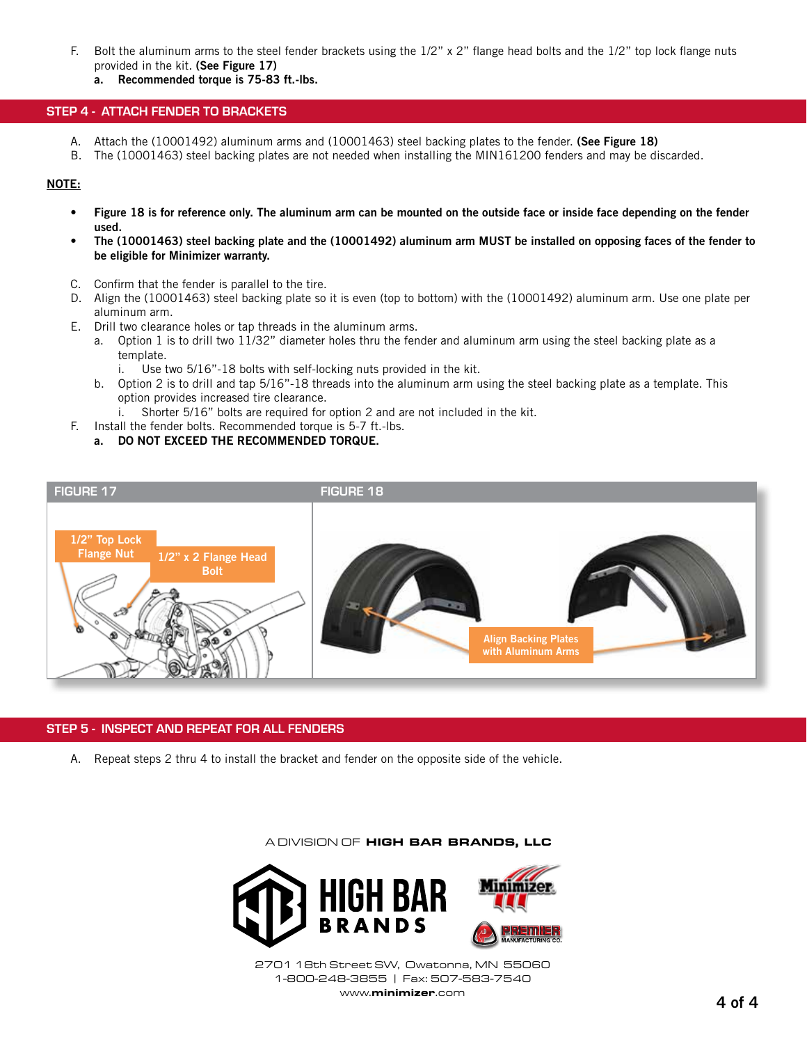F. Bolt the aluminum arms to the steel fender brackets using the 1/2" x 2" flange head bolts and the 1/2" top lock flange nuts provided in the kit. **(See Figure 17)**
   - a. **Recommended torque is 75-83 ft.-lbs.**

## STEP 4 - ATTACH FENDER TO BRACKETS

A. Attach the (10001492) aluminum arms and (10001463) steel backing plates to the fender. **(See Figure 18)**

B. The (10001463) steel backing plates are not needed when installing the MIN161200 fenders and may be discarded.

**NOTE:**

- **Figure 18 is for reference only. The aluminum arm can be mounted on the outside face or inside face depending on the fender used.**
- **The (10001463) steel backing plate and the (10001492) aluminum arm MUST be installed on opposing faces of the fender to be eligible for Minimizer warranty.**

C. Confirm that the fender is parallel to the tire.

D. Align the (10001463) steel backing plate so it is even (top to bottom) with the (10001492) aluminum arm. Use one plate per aluminum arm.

E. Drill two clearance holes or tap threads in the aluminum arms.
   - a. Option 1 is to drill two 11/32" diameter holes thru the fender and aluminum arm using the steel backing plate as a template.
     - i. Use two 5/16"-18 bolts with self-locking nuts provided in the kit.
   - b. Option 2 is to drill and tap 5/16"-18 threads into the aluminum arm using the steel backing plate as a template. This option provides increased tire clearance.
     - i. Shorter 5/16" bolts are required for option 2 and are not included in the kit.

F. Install the fender bolts. Recommended torque is 5-7 ft.-lbs.
   - a. **DO NOT EXCEED THE RECOMMENDED TORQUE.**

FIGURE 17

1/2" Top Lock Flange Nut

1/2" x 2 Flange Head Bolt

FIGURE 18

Align Backing Plates with Aluminum Arms

## STEP 5 - INSPECT AND REPEAT FOR ALL FENDERS

A. Repeat steps 2 thru 4 to install the bracket and fender on the opposite side of the vehicle.

A DIVISION OF **HIGH BAR BRANDS, LLC**

2701 18th Street SW, Owatonna, MN 55060
1-800-248-3855 | Fax: 507-583-7540
www.**minimizer**.com